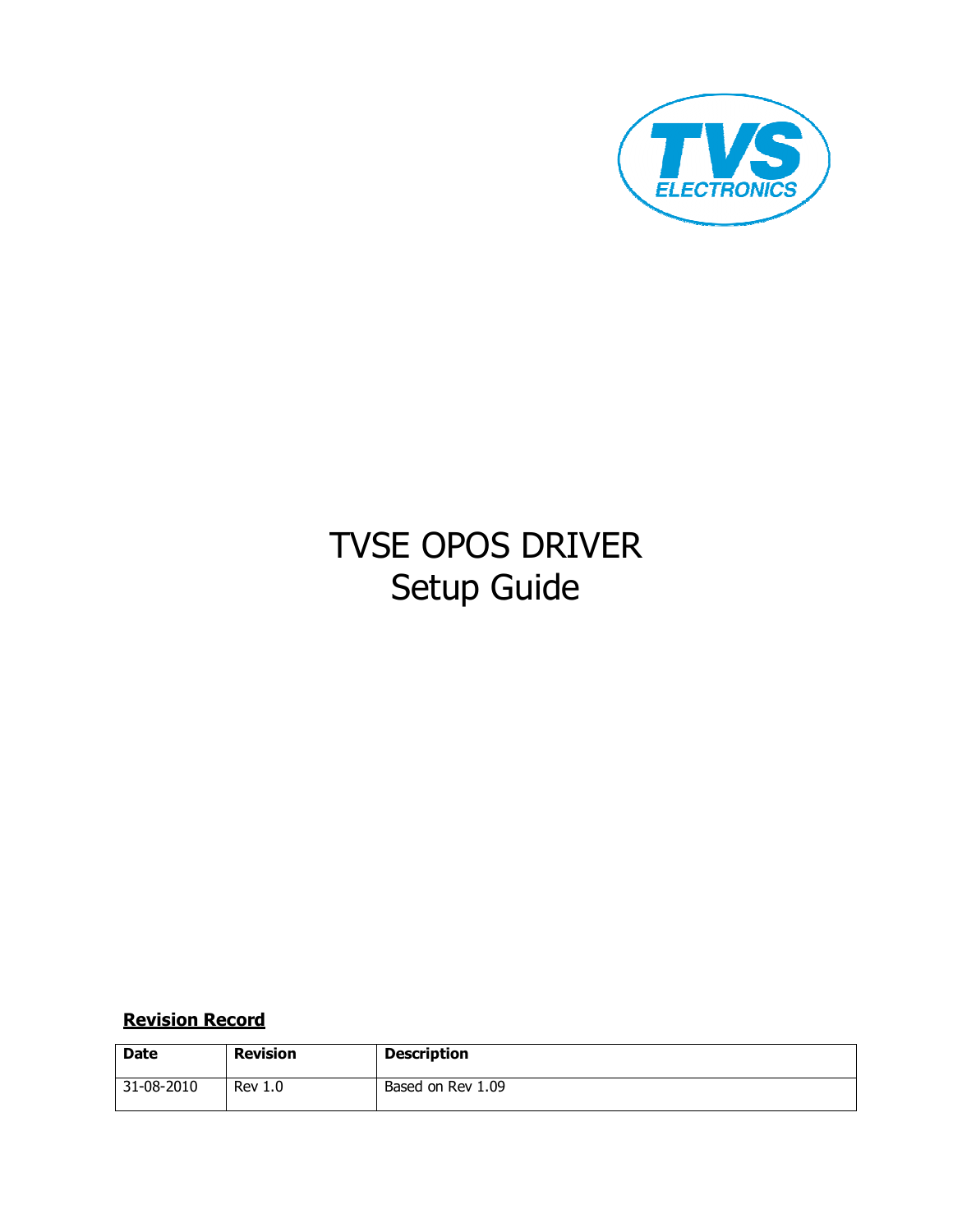# TVSE OPOS DRIVER Setup Guide

**Revision Record**

| Date | Revision | Description |
| --- | --- | --- |
| 31-08-2010 | Rev 1.0 | Based on Rev 1.09 |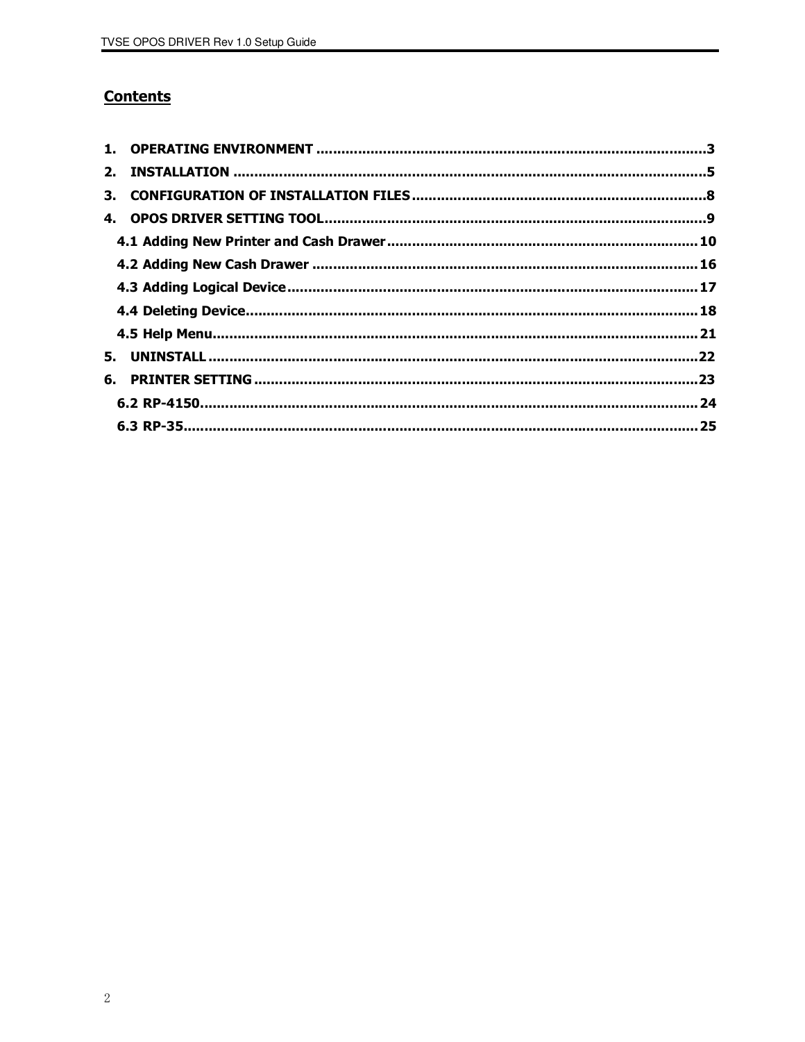## Contents

1. OPERATING ENVIRONMENT ........................................................................................3
2. INSTALLATION ...........................................................................................................5
3. CONFIGURATION OF INSTALLATION FILES ..............................................................8
4. OPOS DRIVER SETTING TOOL.....................................................................................9
   - 4.1 Adding New Printer and Cash Drawer ................................................................... 10
   - 4.2 Adding New Cash Drawer ..................................................................................... 16
   - 4.3 Adding Logical Device........................................................................................... 17
   - 4.4 Deleting Device..................................................................................................... 18
   - 4.5 Help Menu............................................................................................................ 21
5. UNINSTALL ................................................................................................................22
6. PRINTER SETTING .....................................................................................................23
   - 6.2 RP-4150................................................................................................................ 24
   - 6.3 RP-35.................................................................................................................... 25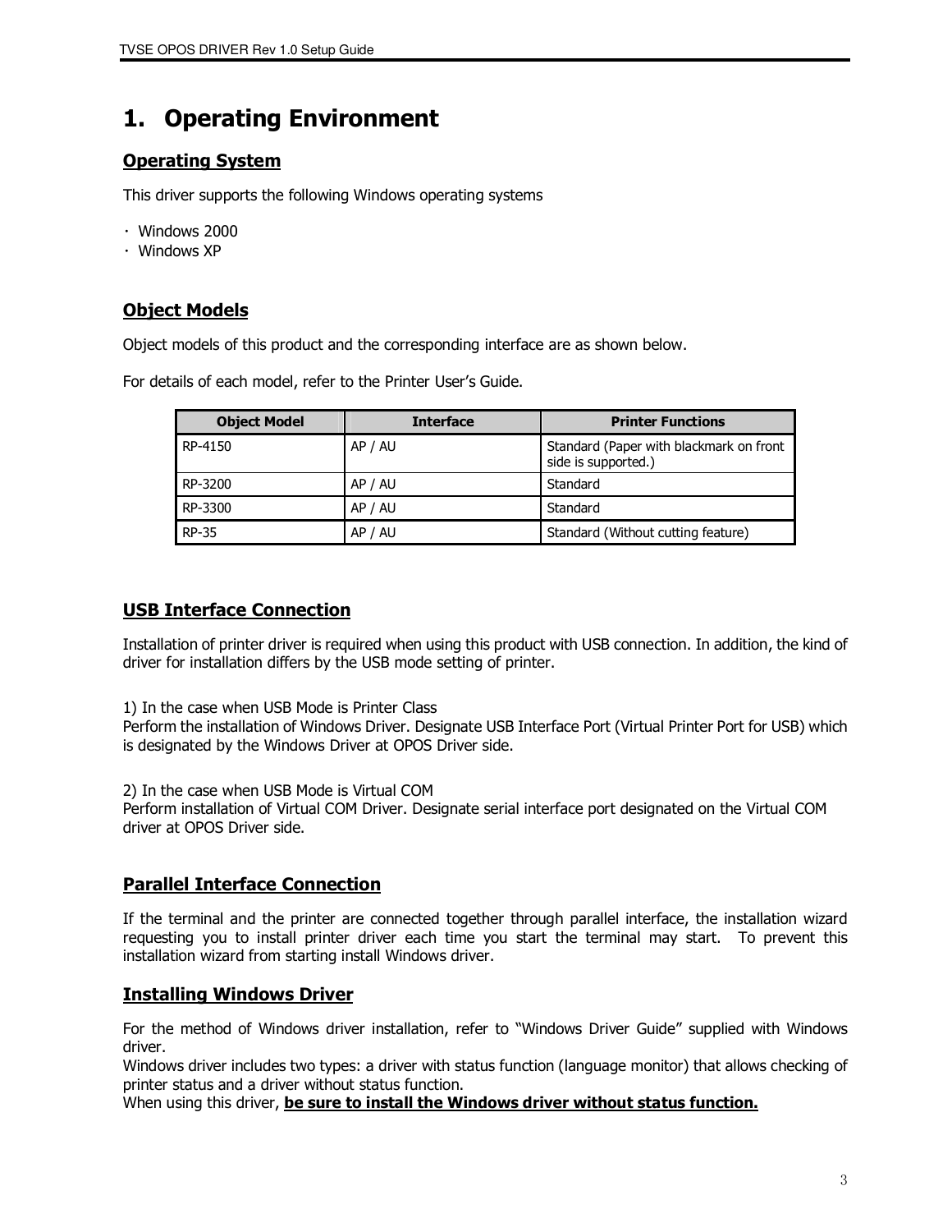# 1. Operating Environment

## Operating System

This driver supports the following Windows operating systems

- Windows 2000
- Windows XP

## Object Models

Object models of this product and the corresponding interface are as shown below.

For details of each model, refer to the Printer User's Guide.

| Object Model | Interface | Printer Functions |
|---|---|---|
| RP-4150 | AP / AU | Standard (Paper with blackmark on front side is supported.) |
| RP-3200 | AP / AU | Standard |
| RP-3300 | AP / AU | Standard |
| RP-35 | AP / AU | Standard (Without cutting feature) |

## USB Interface Connection

Installation of printer driver is required when using this product with USB connection. In addition, the kind of driver for installation differs by the USB mode setting of printer.

1) In the case when USB Mode is Printer Class
Perform the installation of Windows Driver. Designate USB Interface Port (Virtual Printer Port for USB) which is designated by the Windows Driver at OPOS Driver side.

2) In the case when USB Mode is Virtual COM
Perform installation of Virtual COM Driver. Designate serial interface port designated on the Virtual COM driver at OPOS Driver side.

## Parallel Interface Connection

If the terminal and the printer are connected together through parallel interface, the installation wizard requesting you to install printer driver each time you start the terminal may start. To prevent this installation wizard from starting install Windows driver.

## Installing Windows Driver

For the method of Windows driver installation, refer to "Windows Driver Guide" supplied with Windows driver.
Windows driver includes two types: a driver with status function (language monitor) that allows checking of printer status and a driver without status function.
When using this driver, **be sure to install the Windows driver without status function.**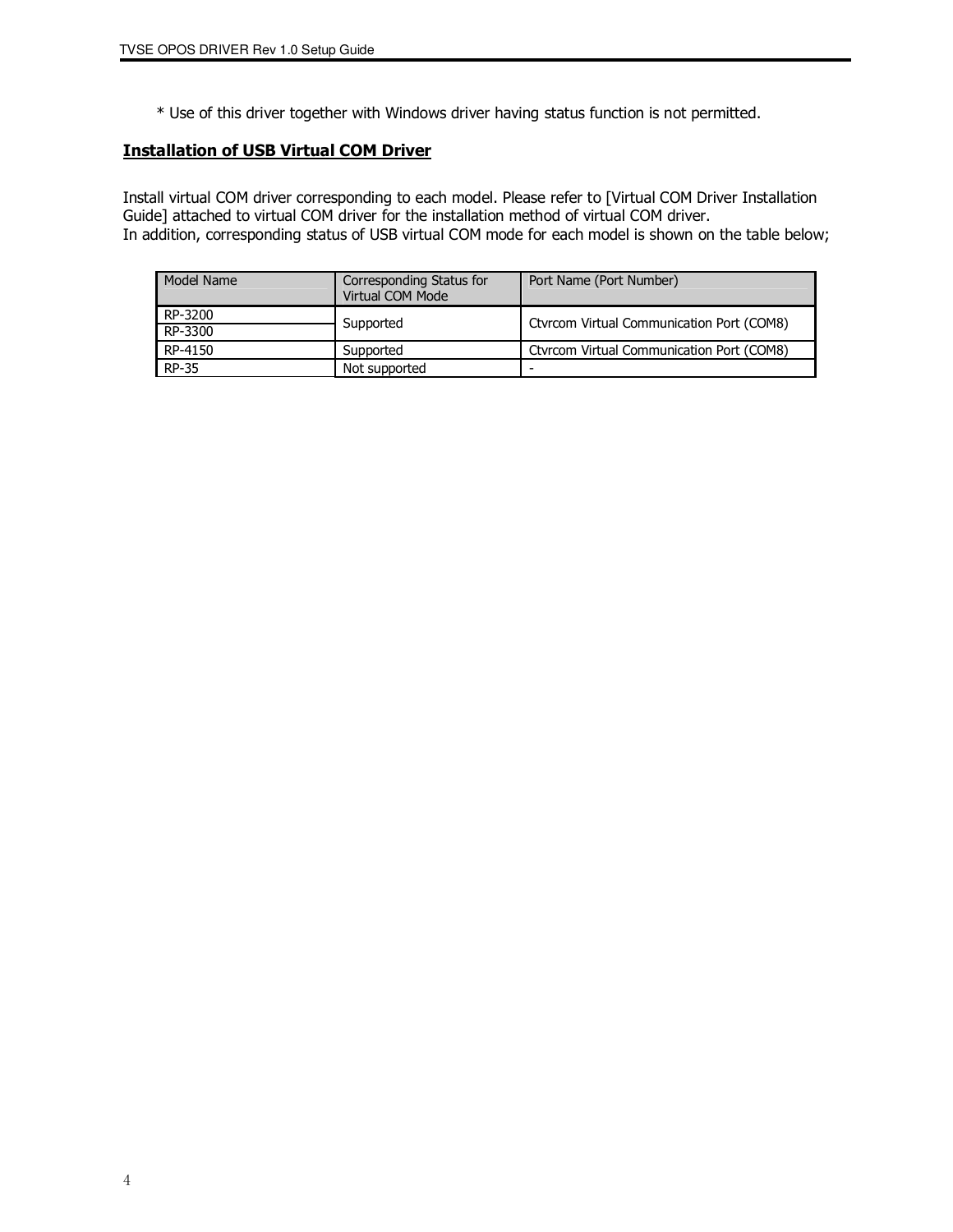* Use of this driver together with Windows driver having status function is not permitted.

## Installation of USB Virtual COM Driver

Install virtual COM driver corresponding to each model. Please refer to [Virtual COM Driver Installation Guide] attached to virtual COM driver for the installation method of virtual COM driver.
In addition, corresponding status of USB virtual COM mode for each model is shown on the table below;

| Model Name | Corresponding Status for Virtual COM Mode | Port Name (Port Number) |
| --- | --- | --- |
| RP-3200 | Supported | Ctvrcom Virtual Communication Port (COM8) |
| RP-3300 | | |
| RP-4150 | Supported | Ctvrcom Virtual Communication Port (COM8) |
| RP-35 | Not supported | - |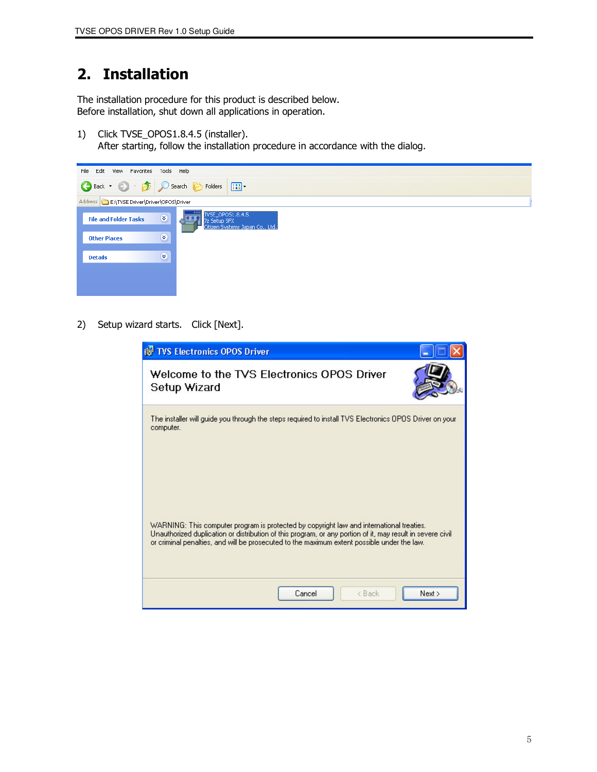## 2. Installation

The installation procedure for this product is described below.
Before installation, shut down all applications in operation.

1) Click TVSE_OPOS1.8.4.5 (installer).
   After starting, follow the installation procedure in accordance with the dialog.

2) Setup wizard starts. Click [Next].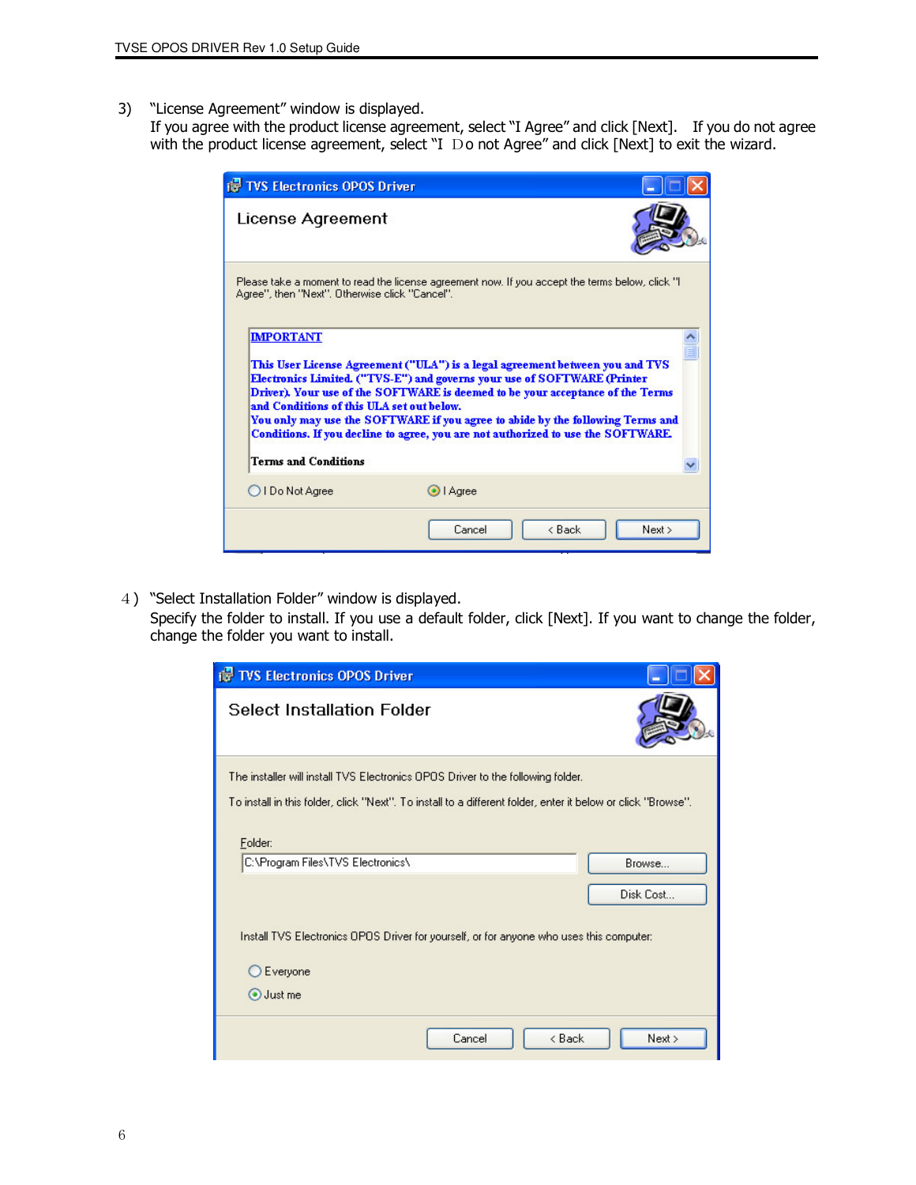3) "License Agreement" window is displayed.
   If you agree with the product license agreement, select "I Agree" and click [Next]. If you do not agree with the product license agreement, select "I Do not Agree" and click [Next] to exit the wizard.

4) "Select Installation Folder" window is displayed.
   Specify the folder to install. If you use a default folder, click [Next]. If you want to change the folder, change the folder you want to install.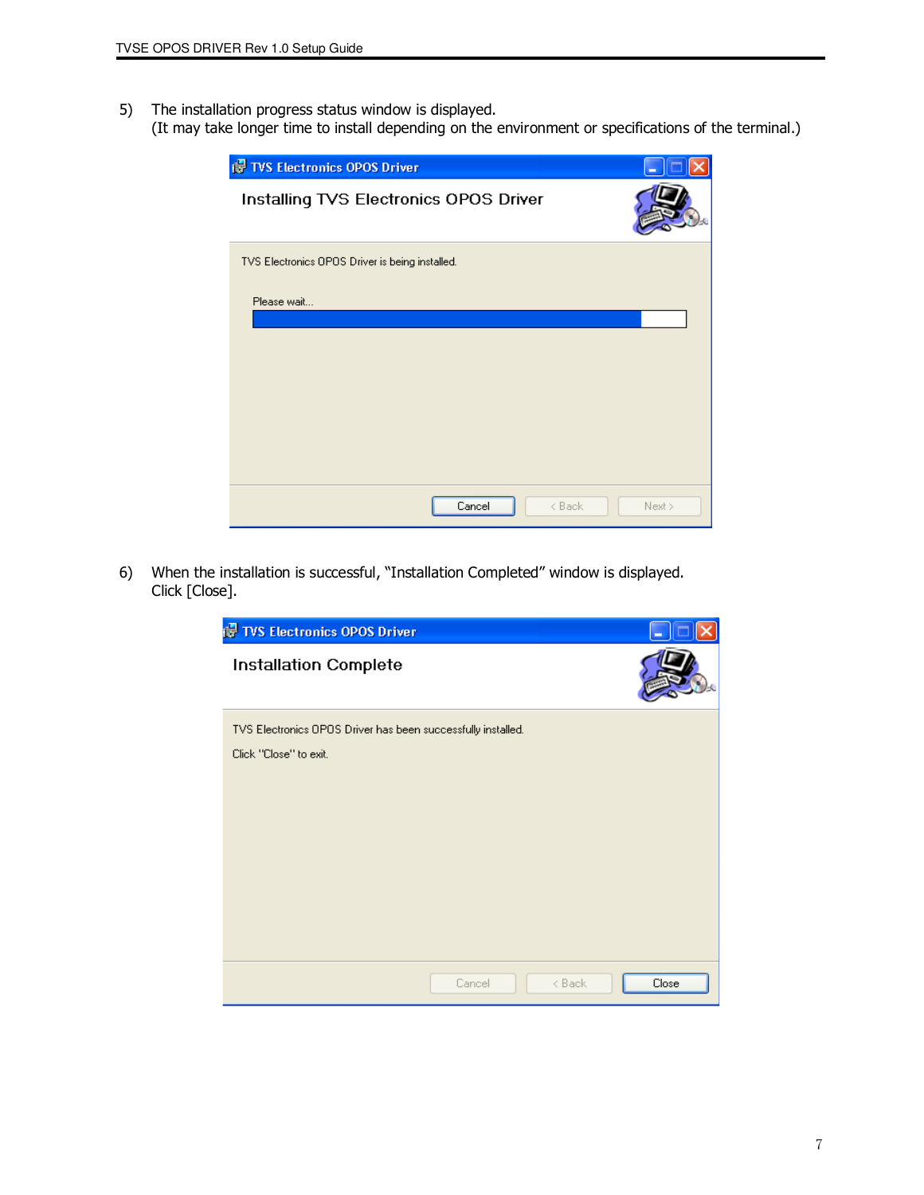5) The installation progress status window is displayed.
   (It may take longer time to install depending on the environment or specifications of the terminal.)

TVS Electronics OPOS Driver

Installing TVS Electronics OPOS Driver

TVS Electronics OPOS Driver is being installed.

Please wait...

Cancel | < Back | Next >

6) When the installation is successful, "Installation Completed" window is displayed.
   Click [Close].

TVS Electronics OPOS Driver

Installation Complete

TVS Electronics OPOS Driver has been successfully installed.

Click "Close" to exit.

Cancel | < Back | Close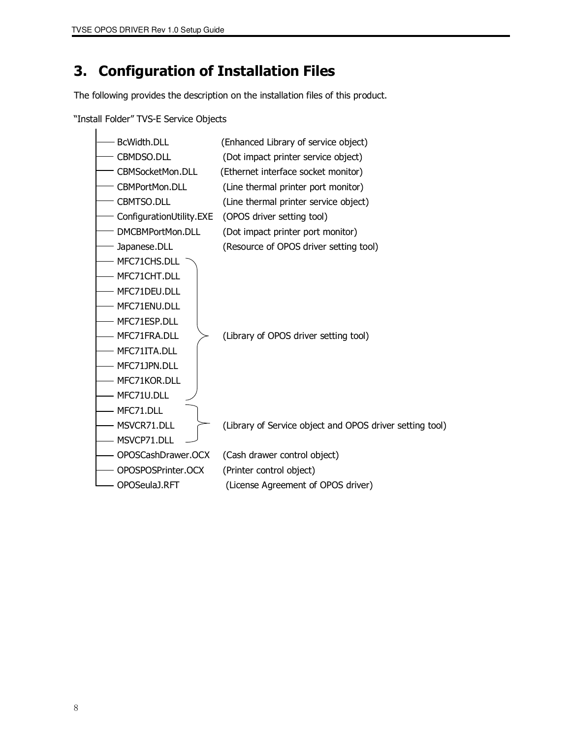# 3. Configuration of Installation Files

The following provides the description on the installation files of this product.

"Install Folder" TVS-E Service Objects

| File | Description |
|---|---|
| BcWidth.DLL | (Enhanced Library of service object) |
| CBMDSO.DLL | (Dot impact printer service object) |
| CBMSocketMon.DLL | (Ethernet interface socket monitor) |
| CBMPortMon.DLL | (Line thermal printer port monitor) |
| CBMTSO.DLL | (Line thermal printer service object) |
| ConfigurationUtility.EXE | (OPOS driver setting tool) |
| DMCBMPortMon.DLL | (Dot impact printer port monitor) |
| Japanese.DLL | (Resource of OPOS driver setting tool) |
| MFC71CHS.DLL | (Library of OPOS driver setting tool) |
| MFC71CHT.DLL | (Library of OPOS driver setting tool) |
| MFC71DEU.DLL | (Library of OPOS driver setting tool) |
| MFC71ENU.DLL | (Library of OPOS driver setting tool) |
| MFC71ESP.DLL | (Library of OPOS driver setting tool) |
| MFC71FRA.DLL | (Library of OPOS driver setting tool) |
| MFC71ITA.DLL | (Library of OPOS driver setting tool) |
| MFC71JPN.DLL | (Library of OPOS driver setting tool) |
| MFC71KOR.DLL | (Library of OPOS driver setting tool) |
| MFC71U.DLL | (Library of OPOS driver setting tool) |
| MFC71.DLL | (Library of Service object and OPOS driver setting tool) |
| MSVCR71.DLL | (Library of Service object and OPOS driver setting tool) |
| MSVCP71.DLL | (Library of Service object and OPOS driver setting tool) |
| OPOSCashDrawer.OCX | (Cash drawer control object) |
| OPOSPOSPrinter.OCX | (Printer control object) |
| OPOSeulaJ.RFT | (License Agreement of OPOS driver) |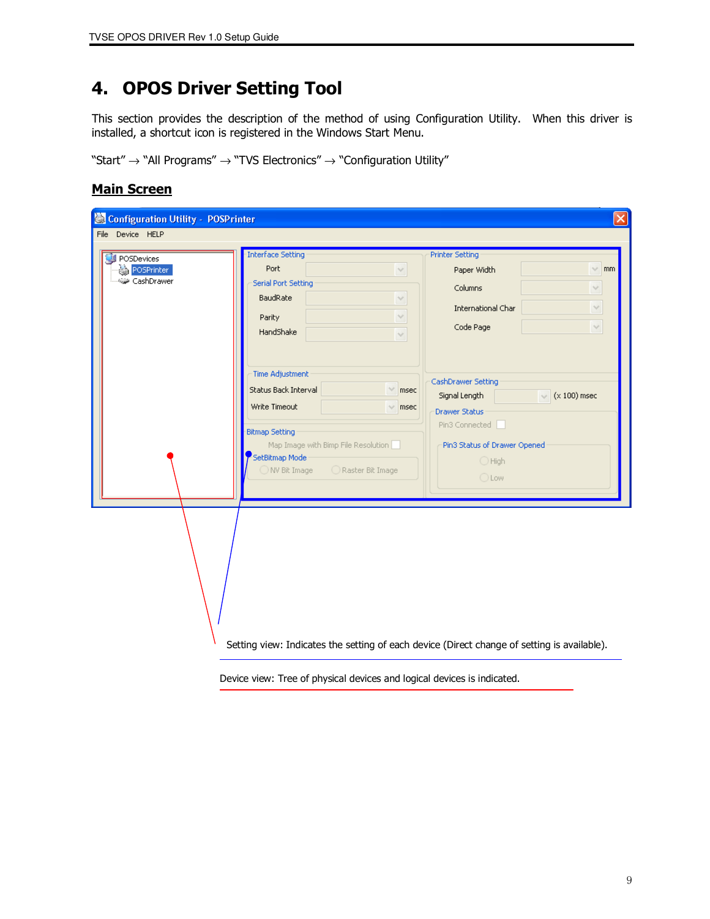# 4. OPOS Driver Setting Tool

This section provides the description of the method of using Configuration Utility. When this driver is installed, a shortcut icon is registered in the Windows Start Menu.

"Start" → "All Programs" → "TVS Electronics" → "Configuration Utility"

## Main Screen

Setting view: Indicates the setting of each device (Direct change of setting is available).

Device view: Tree of physical devices and logical devices is indicated.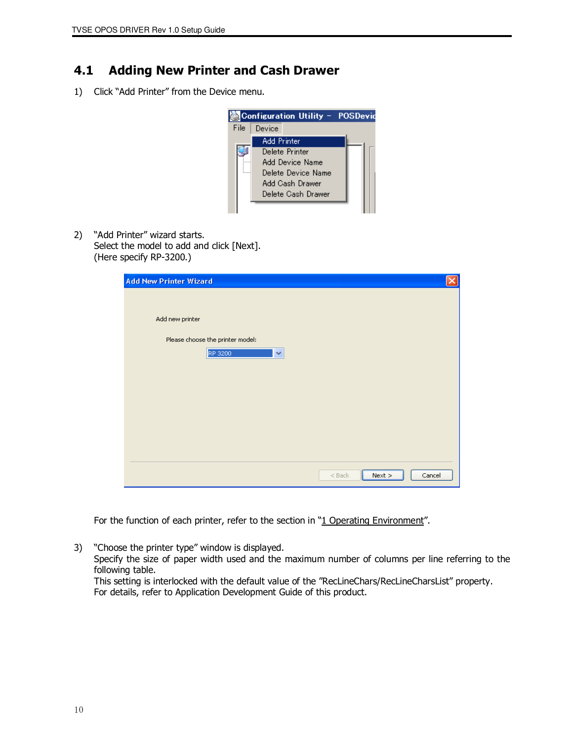## 4.1 Adding New Printer and Cash Drawer

1) Click "Add Printer" from the Device menu.

2) "Add Printer" wizard starts.
   Select the model to add and click [Next].
   (Here specify RP-3200.)

   For the function of each printer, refer to the section in "1 Operating Environment".

3) "Choose the printer type" window is displayed.
   Specify the size of paper width used and the maximum number of columns per line referring to the following table.
   This setting is interlocked with the default value of the "RecLineChars/RecLineCharsList" property.
   For details, refer to Application Development Guide of this product.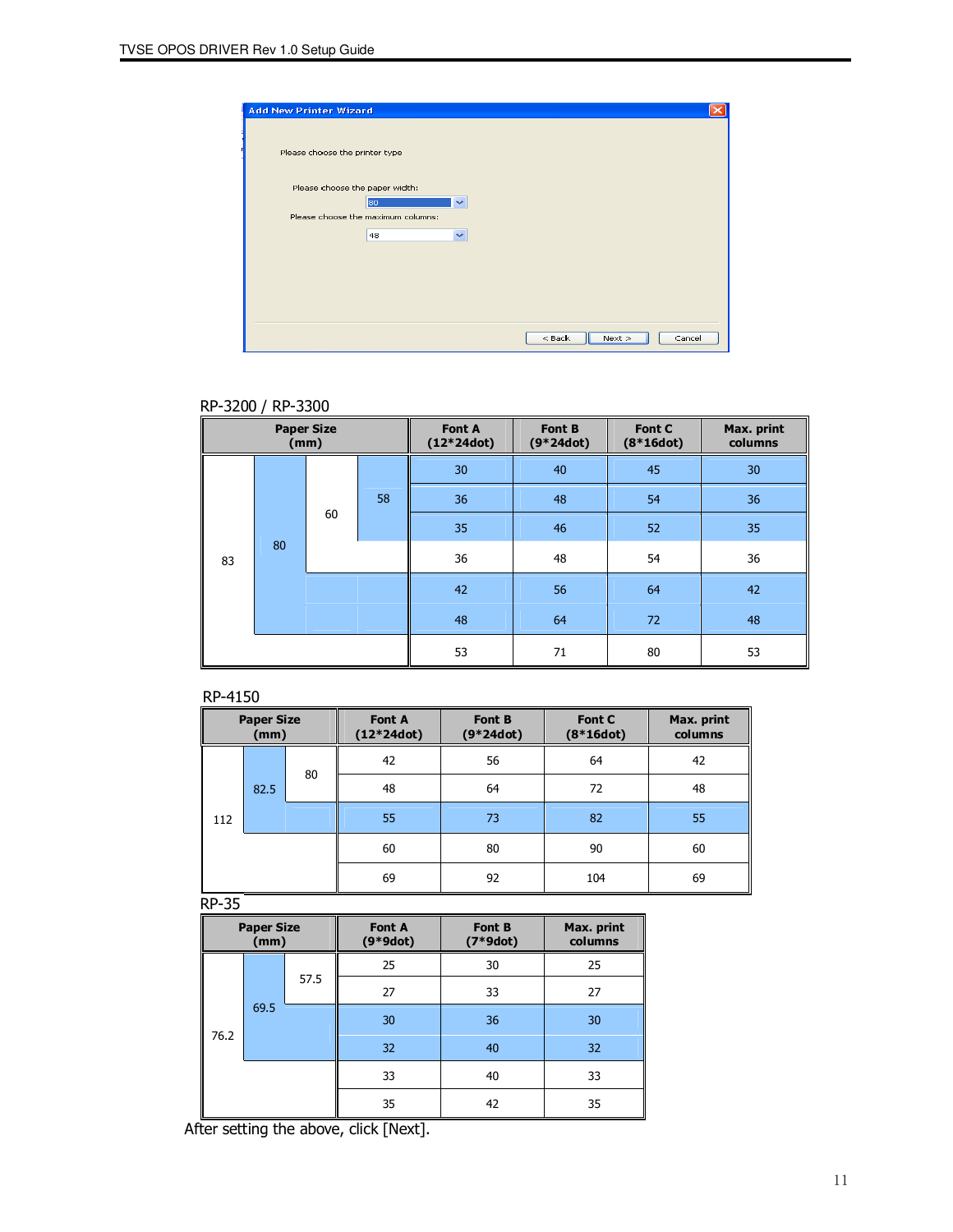Add New Printer Wizard

Please choose the printer type

Please choose the paper width: 80

Please choose the maximum columns: 48

< Back | Next > | Cancel

RP-3200 / RP-3300

| Paper Size (mm) | | | | Font A (12*24dot) | Font B (9*24dot) | Font C (8*16dot) | Max. print columns |
|---|---|---|---|---|---|---|---|
| 83 | 80 | 60 | 58 | 30 | 40 | 45 | 30 |
| | | | | 36 | 48 | 54 | 36 |
| | | | | 35 | 46 | 52 | 35 |
| | | | | 36 | 48 | 54 | 36 |
| | | | | 42 | 56 | 64 | 42 |
| | | | | 48 | 64 | 72 | 48 |
| | | | | 53 | 71 | 80 | 53 |

RP-4150

| Paper Size (mm) | | | Font A (12*24dot) | Font B (9*24dot) | Font C (8*16dot) | Max. print columns |
|---|---|---|---|---|---|---|
| 112 | 82.5 | 80 | 42 | 56 | 64 | 42 |
| | | | 48 | 64 | 72 | 48 |
| | | | 55 | 73 | 82 | 55 |
| | | | 60 | 80 | 90 | 60 |
| | | | 69 | 92 | 104 | 69 |

RP-35

| Paper Size (mm) | | | Font A (9*9dot) | Font B (7*9dot) | Max. print columns |
|---|---|---|---|---|---|
| 76.2 | 69.5 | 57.5 | 25 | 30 | 25 |
| | | | 27 | 33 | 27 |
| | | | 30 | 36 | 30 |
| | | | 32 | 40 | 32 |
| | | | 33 | 40 | 33 |
| | | | 35 | 42 | 35 |

After setting the above, click [Next].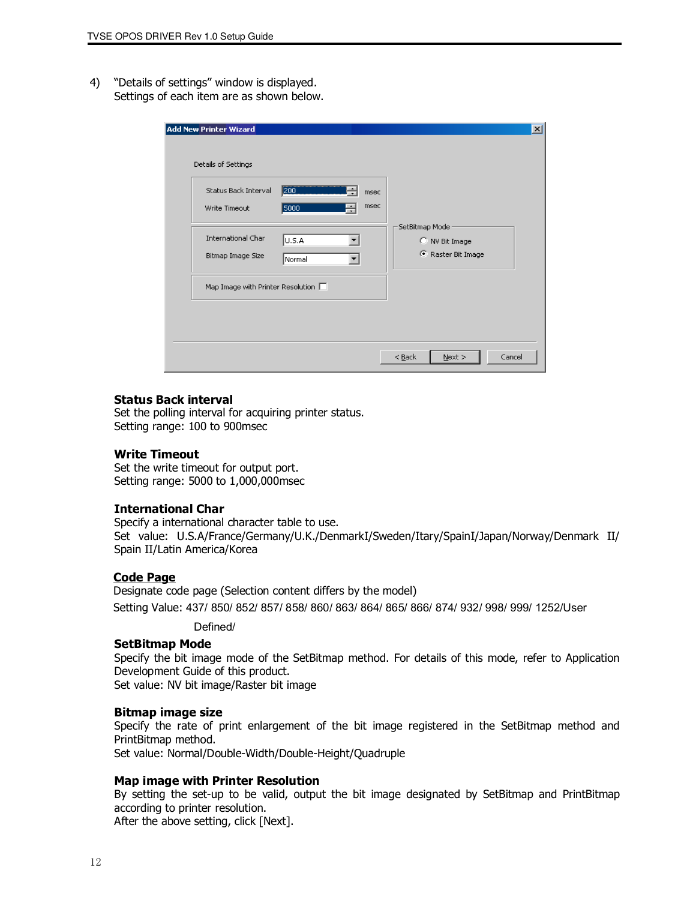4) "Details of settings" window is displayed.
Settings of each item are as shown below.

### Status Back interval

Set the polling interval for acquiring printer status.
Setting range: 100 to 900msec

### Write Timeout

Set the write timeout for output port.
Setting range: 5000 to 1,000,000msec

### International Char

Specify a international character table to use.
Set value: U.S.A/France/Germany/U.K./DenmarkI/Sweden/Itary/SpainI/Japan/Norway/Denmark II/Spain II/Latin America/Korea

### Code Page

Designate code page (Selection content differs by the model)
Setting Value: 437/ 850/ 852/ 857/ 858/ 860/ 863/ 864/ 865/ 866/ 874/ 932/ 998/ 999/ 1252/User Defined/

### SetBitmap Mode

Specify the bit image mode of the SetBitmap method. For details of this mode, refer to Application Development Guide of this product.
Set value: NV bit image/Raster bit image

### Bitmap image size

Specify the rate of print enlargement of the bit image registered in the SetBitmap method and PrintBitmap method.
Set value: Normal/Double-Width/Double-Height/Quadruple

### Map image with Printer Resolution

By setting the set-up to be valid, output the bit image designated by SetBitmap and PrintBitmap according to printer resolution.
After the above setting, click [Next].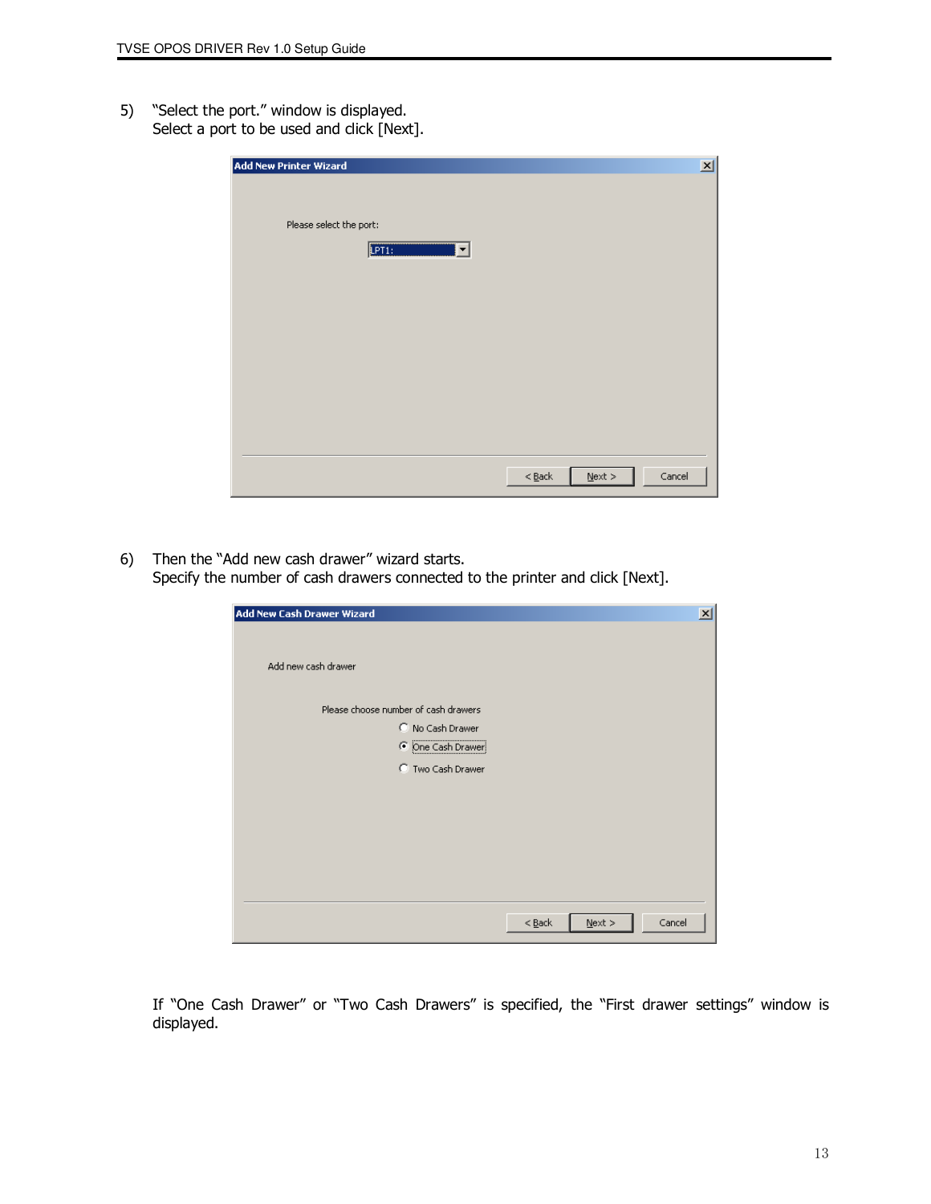5) "Select the port." window is displayed.
   Select a port to be used and click [Next].

6) Then the "Add new cash drawer" wizard starts.
   Specify the number of cash drawers connected to the printer and click [Next].

If "One Cash Drawer" or "Two Cash Drawers" is specified, the "First drawer settings" window is displayed.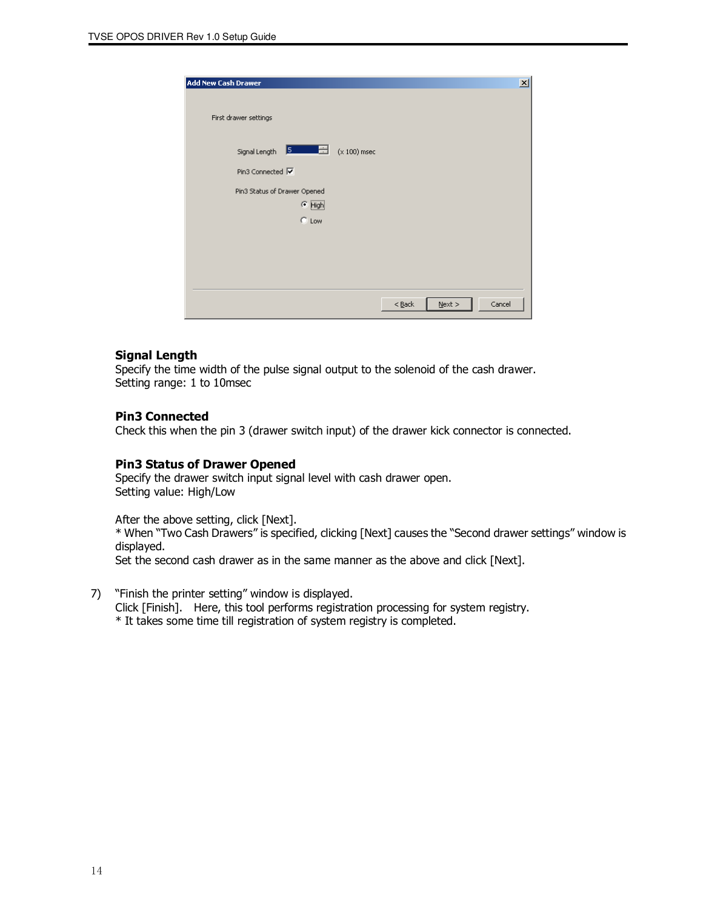### Signal Length

Specify the time width of the pulse signal output to the solenoid of the cash drawer.
Setting range: 1 to 10msec

### Pin3 Connected

Check this when the pin 3 (drawer switch input) of the drawer kick connector is connected.

### Pin3 Status of Drawer Opened

Specify the drawer switch input signal level with cash drawer open.
Setting value: High/Low

After the above setting, click [Next].
* When "Two Cash Drawers" is specified, clicking [Next] causes the "Second drawer settings" window is displayed.
Set the second cash drawer as in the same manner as the above and click [Next].

7) "Finish the printer setting" window is displayed.
   Click [Finish]. Here, this tool performs registration processing for system registry.
   * It takes some time till registration of system registry is completed.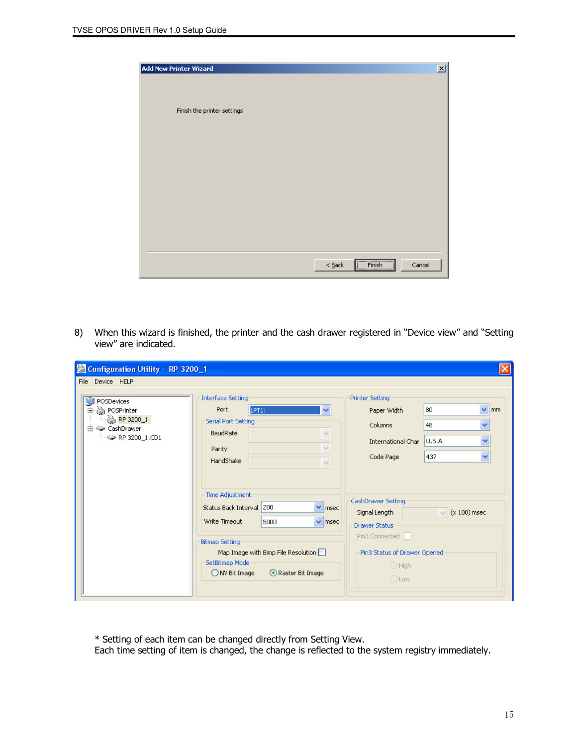Add New Printer Wizard

Finish the printer settings

< Back | Finish | Cancel

8) When this wizard is finished, the printer and the cash drawer registered in "Device view" and "Setting view" are indicated.

Configuration Utility - RP 3200_1

File Device HELP

- POSDevices
  - POSPrinter
    - RP 3200_1
  - CashDrawer
    - RP 3200_1.CD1

**Interface Setting**

Port: LPT1:

Serial Port Setting

- BaudRate
- Parity
- HandShake

Time Adjustment

- Status Back Interval: 200 msec
- Write Timeout: 5000 msec

Bitmap Setting

- Map Image with Bmp File Resolution

SetBitmap Mode

- NV Bit Image
- Raster Bit Image

**Printer Setting**

- Paper Width: 80 mm
- Columns: 48
- International Char: U.S.A
- Code Page: 437

CashDrawer Setting

- Signal Length (x 100) msec

Drawer Status

- Pin3 Connected

Pin3 Status of Drawer Opened

- High
- Low

\* Setting of each item can be changed directly from Setting View.
Each time setting of item is changed, the change is reflected to the system registry immediately.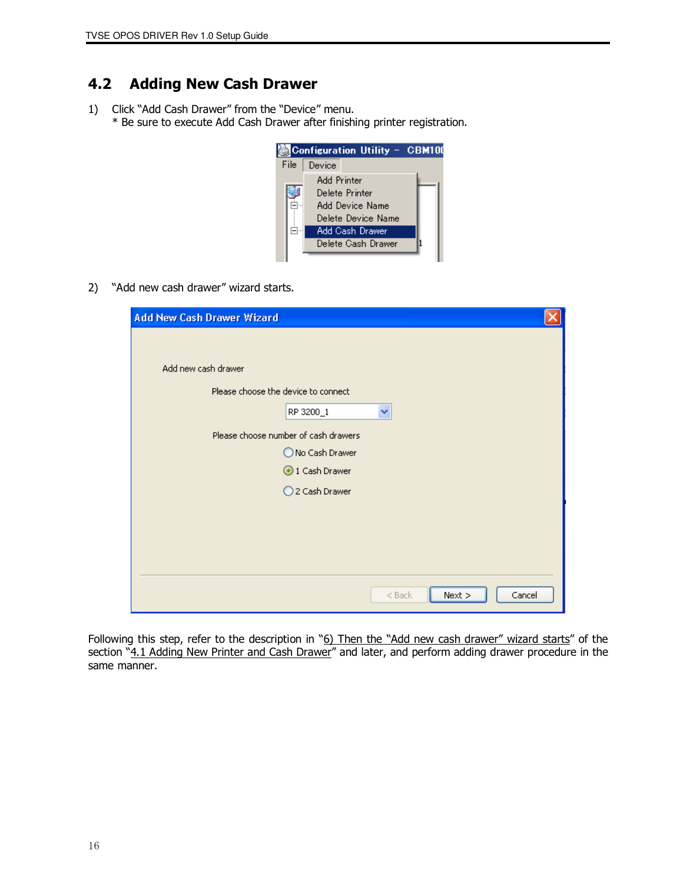## 4.2 Adding New Cash Drawer

1) Click “Add Cash Drawer” from the “Device” menu.
   * Be sure to execute Add Cash Drawer after finishing printer registration.

2) “Add new cash drawer” wizard starts.

Following this step, refer to the description in “6) Then the “Add new cash drawer” wizard starts” of the section “4.1 Adding New Printer and Cash Drawer” and later, and perform adding drawer procedure in the same manner.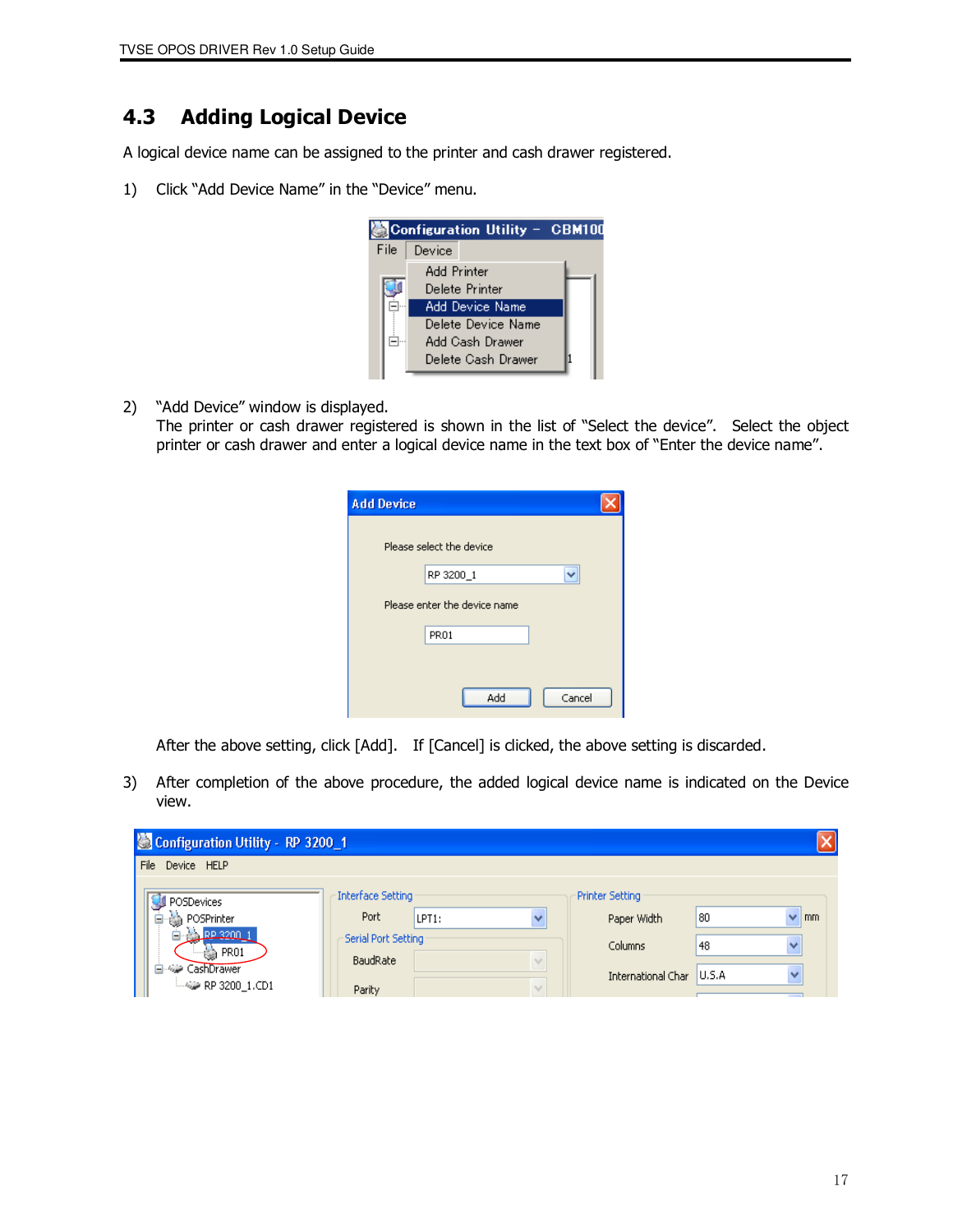## 4.3 Adding Logical Device

A logical device name can be assigned to the printer and cash drawer registered.

1) Click "Add Device Name" in the "Device" menu.

2) "Add Device" window is displayed.
   The printer or cash drawer registered is shown in the list of "Select the device". Select the object printer or cash drawer and enter a logical device name in the text box of "Enter the device name".

   After the above setting, click [Add]. If [Cancel] is clicked, the above setting is discarded.

3) After completion of the above procedure, the added logical device name is indicated on the Device view.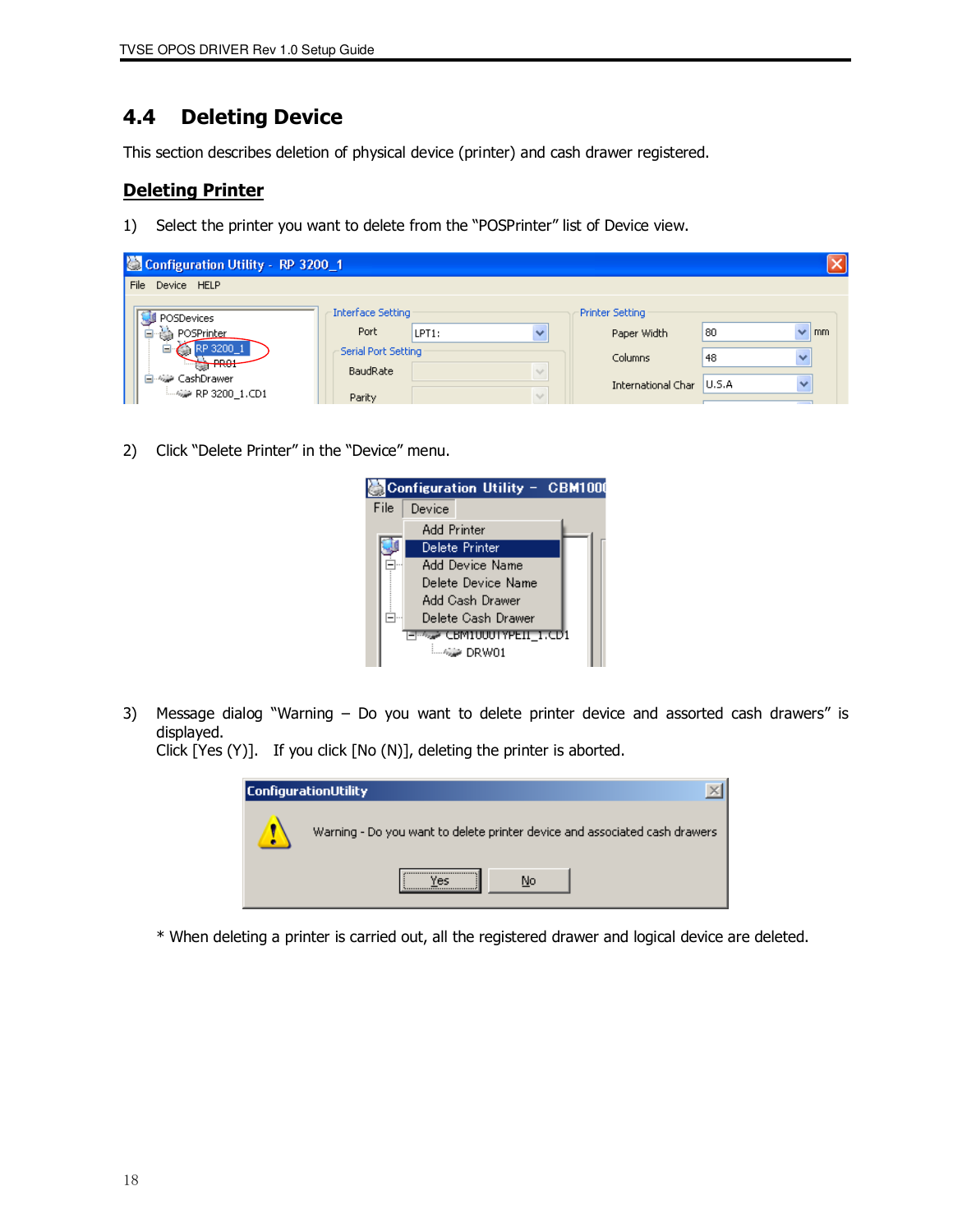## 4.4 Deleting Device

This section describes deletion of physical device (printer) and cash drawer registered.

### Deleting Printer

1) Select the printer you want to delete from the "POSPrinter" list of Device view.

2) Click "Delete Printer" in the "Device" menu.

3) Message dialog "Warning – Do you want to delete printer device and assorted cash drawers" is displayed.
   Click [Yes (Y)]. If you click [No (N)], deleting the printer is aborted.

\* When deleting a printer is carried out, all the registered drawer and logical device are deleted.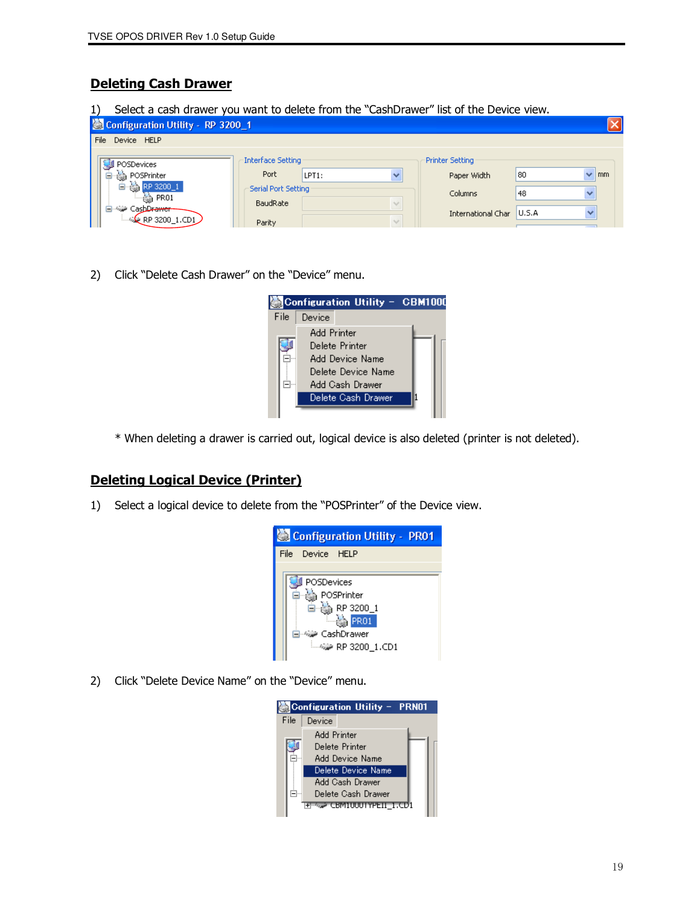## Deleting Cash Drawer

1) Select a cash drawer you want to delete from the “CashDrawer” list of the Device view.

2) Click “Delete Cash Drawer” on the “Device” menu.

\* When deleting a drawer is carried out, logical device is also deleted (printer is not deleted).

## Deleting Logical Device (Printer)

1) Select a logical device to delete from the “POSPrinter” of the Device view.

2) Click “Delete Device Name” on the “Device” menu.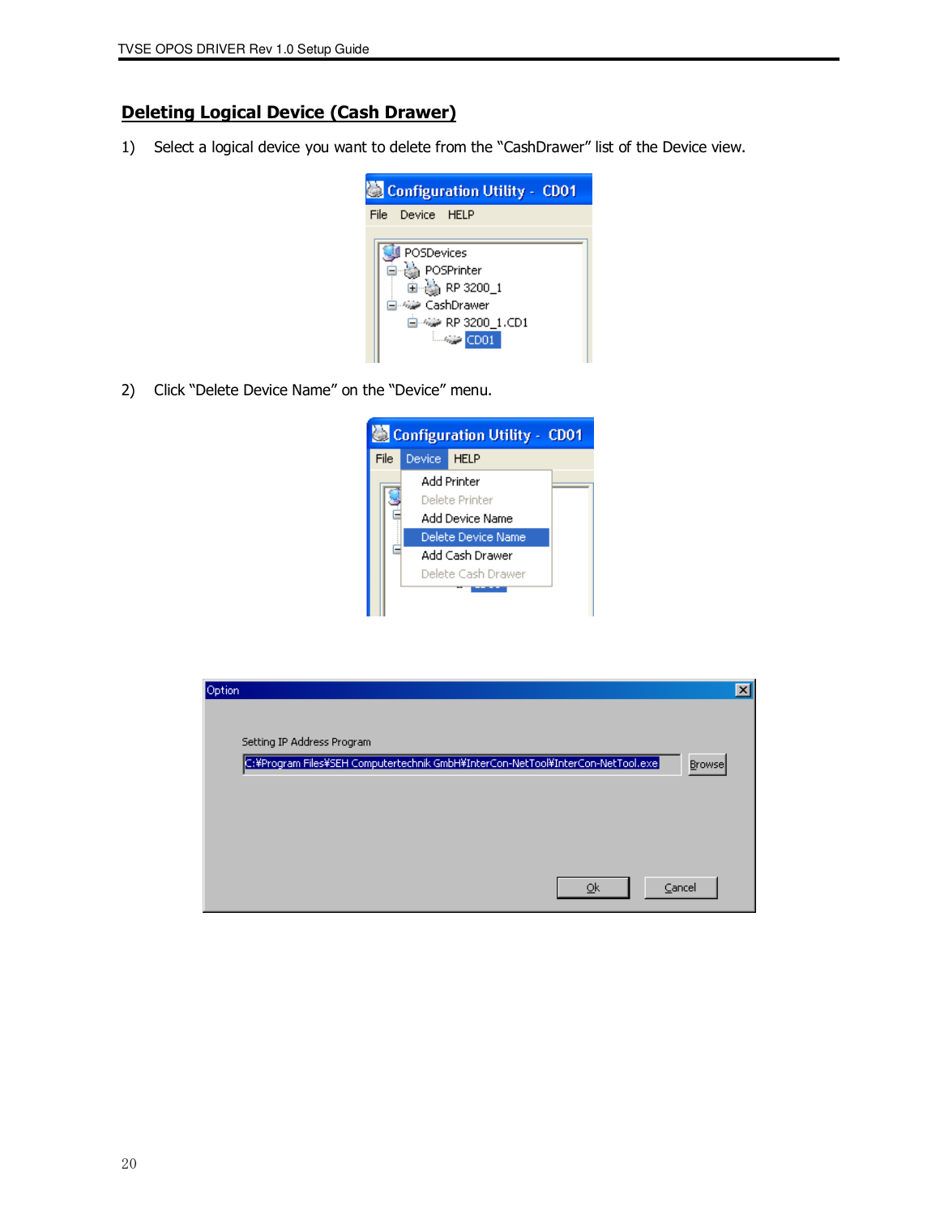## Deleting Logical Device (Cash Drawer)

1) Select a logical device you want to delete from the “CashDrawer” list of the Device view.

2) Click “Delete Device Name” on the “Device” menu.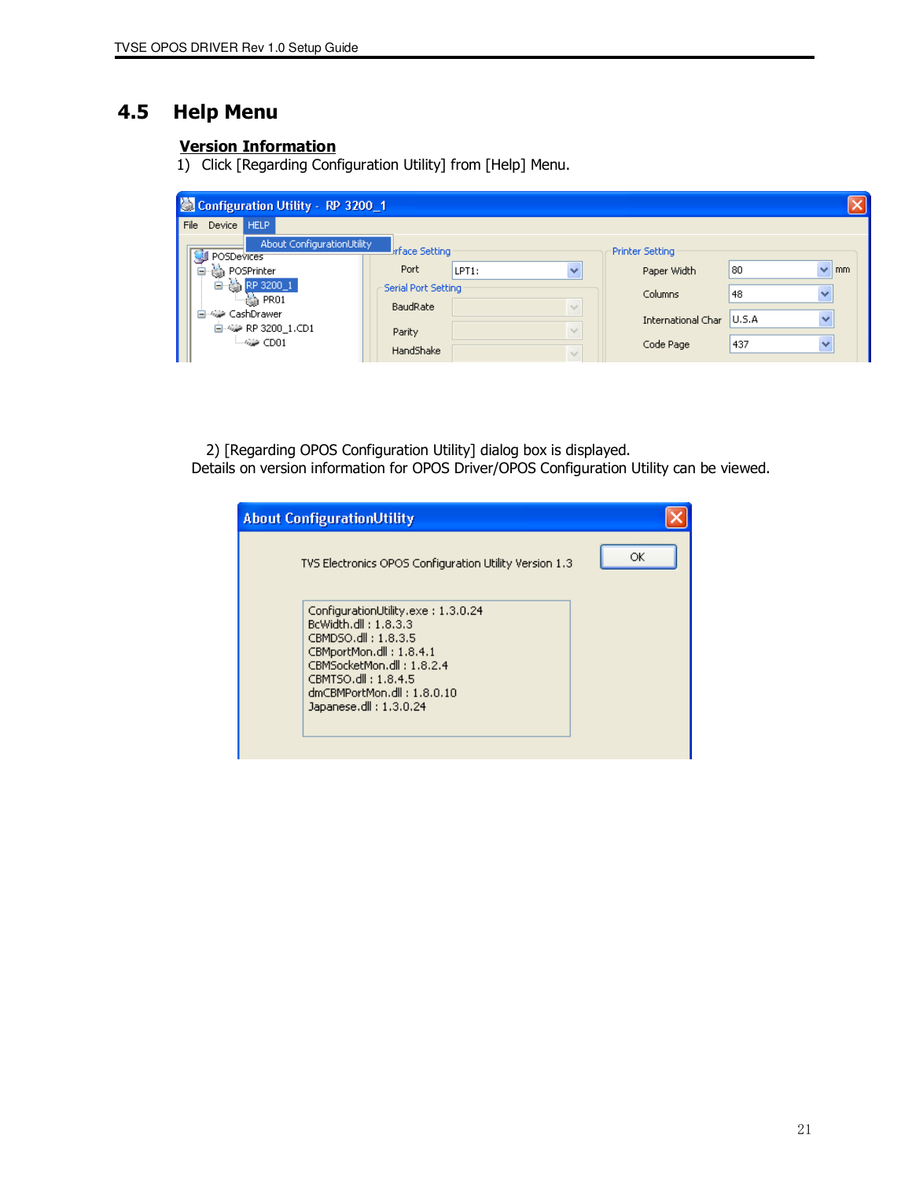## 4.5 Help Menu

**Version Information**

1) Click [Regarding Configuration Utility] from [Help] Menu.

2) [Regarding OPOS Configuration Utility] dialog box is displayed.
Details on version information for OPOS Driver/OPOS Configuration Utility can be viewed.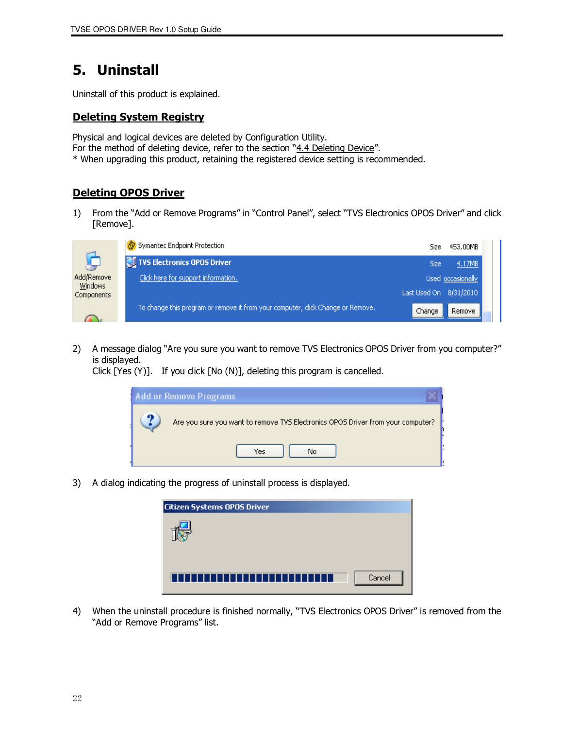# 5. Uninstall

Uninstall of this product is explained.

## Deleting System Registry

Physical and logical devices are deleted by Configuration Utility.
For the method of deleting device, refer to the section "4.4 Deleting Device".
* When upgrading this product, retaining the registered device setting is recommended.

## Deleting OPOS Driver

1) From the "Add or Remove Programs" in "Control Panel", select "TVS Electronics OPOS Driver" and click [Remove].

2) A message dialog "Are you sure you want to remove TVS Electronics OPOS Driver from you computer?" is displayed.
   Click [Yes (Y)]. If you click [No (N)], deleting this program is cancelled.

3) A dialog indicating the progress of uninstall process is displayed.

4) When the uninstall procedure is finished normally, "TVS Electronics OPOS Driver" is removed from the "Add or Remove Programs" list.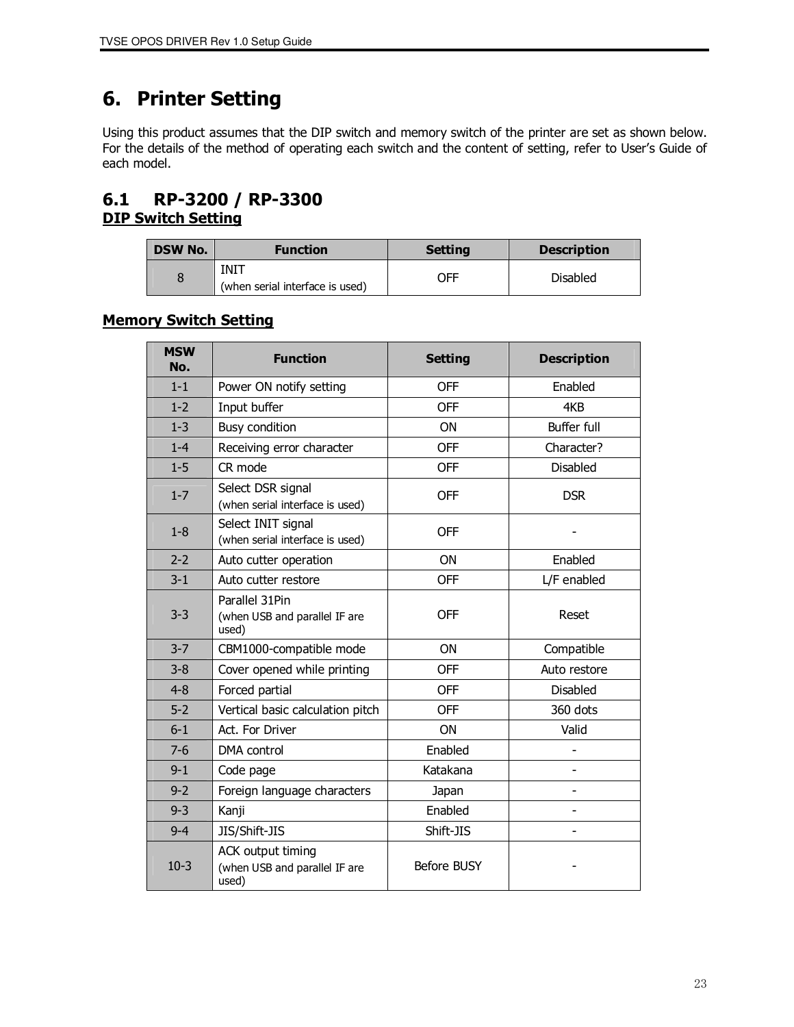# 6. Printer Setting

Using this product assumes that the DIP switch and memory switch of the printer are set as shown below. For the details of the method of operating each switch and the content of setting, refer to User's Guide of each model.

## 6.1 RP-3200 / RP-3300

**DIP Switch Setting**

| DSW No. | Function | Setting | Description |
|---|---|---|---|
| 8 | INIT (when serial interface is used) | OFF | Disabled |

**Memory Switch Setting**

| MSW No. | Function | Setting | Description |
|---|---|---|---|
| 1-1 | Power ON notify setting | OFF | Enabled |
| 1-2 | Input buffer | OFF | 4KB |
| 1-3 | Busy condition | ON | Buffer full |
| 1-4 | Receiving error character | OFF | Character? |
| 1-5 | CR mode | OFF | Disabled |
| 1-7 | Select DSR signal (when serial interface is used) | OFF | DSR |
| 1-8 | Select INIT signal (when serial interface is used) | OFF | - |
| 2-2 | Auto cutter operation | ON | Enabled |
| 3-1 | Auto cutter restore | OFF | L/F enabled |
| 3-3 | Parallel 31Pin (when USB and parallel IF are used) | OFF | Reset |
| 3-7 | CBM1000-compatible mode | ON | Compatible |
| 3-8 | Cover opened while printing | OFF | Auto restore |
| 4-8 | Forced partial | OFF | Disabled |
| 5-2 | Vertical basic calculation pitch | OFF | 360 dots |
| 6-1 | Act. For Driver | ON | Valid |
| 7-6 | DMA control | Enabled | - |
| 9-1 | Code page | Katakana | - |
| 9-2 | Foreign language characters | Japan | - |
| 9-3 | Kanji | Enabled | - |
| 9-4 | JIS/Shift-JIS | Shift-JIS | - |
| 10-3 | ACK output timing (when USB and parallel IF are used) | Before BUSY | - |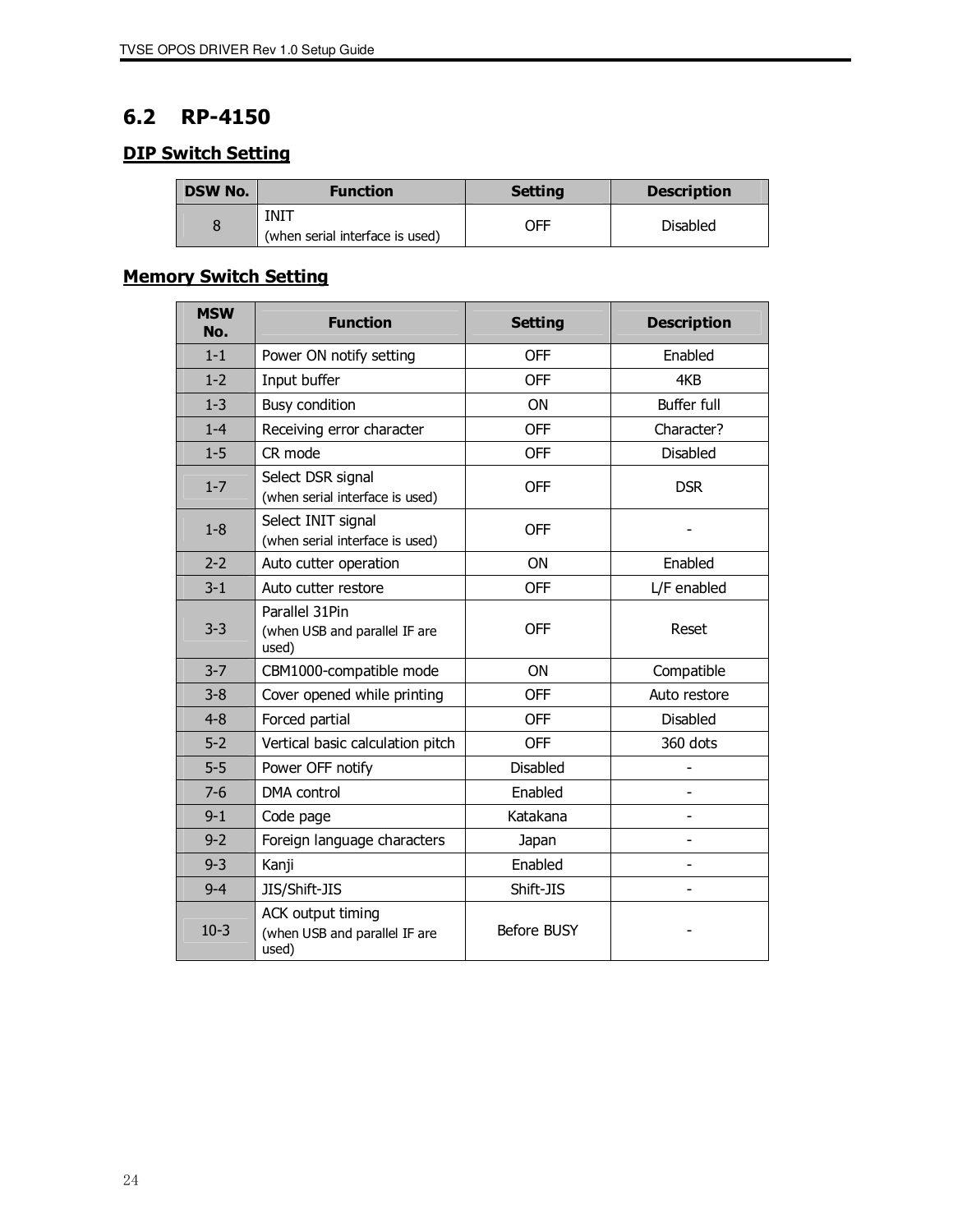## 6.2 RP-4150

### DIP Switch Setting

| DSW No. | Function | Setting | Description |
| --- | --- | --- | --- |
| 8 | INIT (when serial interface is used) | OFF | Disabled |

### Memory Switch Setting

| MSW No. | Function | Setting | Description |
| --- | --- | --- | --- |
| 1-1 | Power ON notify setting | OFF | Enabled |
| 1-2 | Input buffer | OFF | 4KB |
| 1-3 | Busy condition | ON | Buffer full |
| 1-4 | Receiving error character | OFF | Character? |
| 1-5 | CR mode | OFF | Disabled |
| 1-7 | Select DSR signal (when serial interface is used) | OFF | DSR |
| 1-8 | Select INIT signal (when serial interface is used) | OFF | - |
| 2-2 | Auto cutter operation | ON | Enabled |
| 3-1 | Auto cutter restore | OFF | L/F enabled |
| 3-3 | Parallel 31Pin (when USB and parallel IF are used) | OFF | Reset |
| 3-7 | CBM1000-compatible mode | ON | Compatible |
| 3-8 | Cover opened while printing | OFF | Auto restore |
| 4-8 | Forced partial | OFF | Disabled |
| 5-2 | Vertical basic calculation pitch | OFF | 360 dots |
| 5-5 | Power OFF notify | Disabled | - |
| 7-6 | DMA control | Enabled | - |
| 9-1 | Code page | Katakana | - |
| 9-2 | Foreign language characters | Japan | - |
| 9-3 | Kanji | Enabled | - |
| 9-4 | JIS/Shift-JIS | Shift-JIS | - |
| 10-3 | ACK output timing (when USB and parallel IF are used) | Before BUSY | - |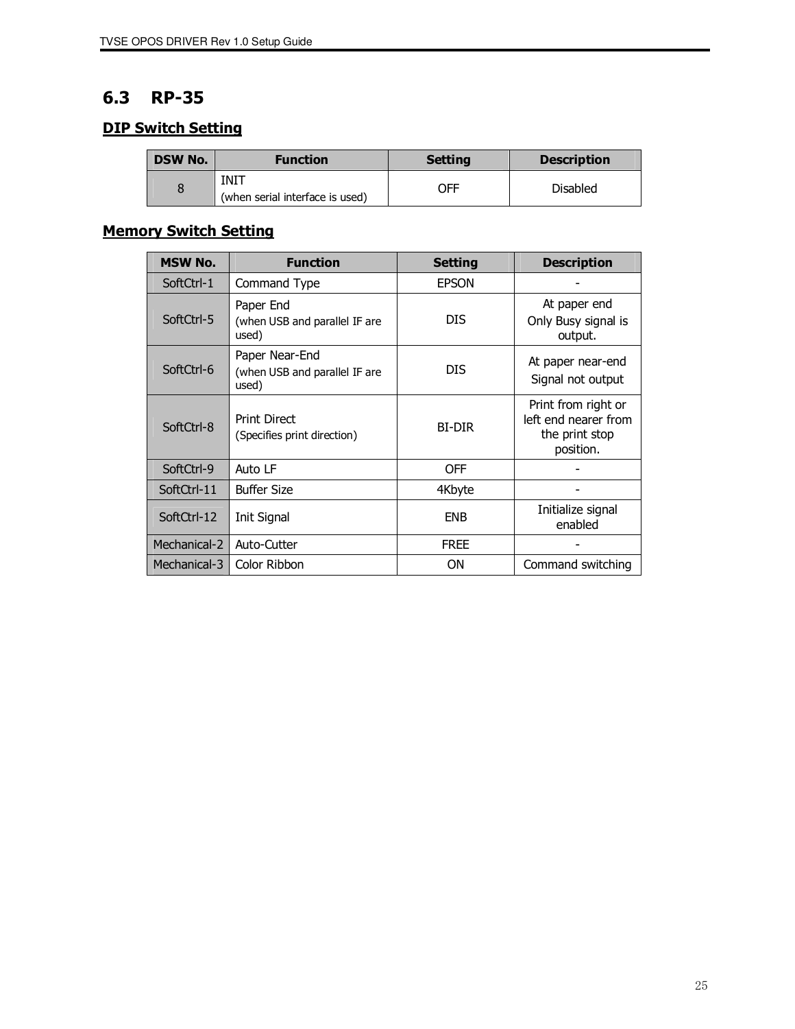## 6.3 RP-35

### DIP Switch Setting

| DSW No. | Function | Setting | Description |
|---|---|---|---|
| 8 | INIT (when serial interface is used) | OFF | Disabled |

### Memory Switch Setting

| MSW No. | Function | Setting | Description |
|---|---|---|---|
| SoftCtrl-1 | Command Type | EPSON | - |
| SoftCtrl-5 | Paper End (when USB and parallel IF are used) | DIS | At paper end Only Busy signal is output. |
| SoftCtrl-6 | Paper Near-End (when USB and parallel IF are used) | DIS | At paper near-end Signal not output |
| SoftCtrl-8 | Print Direct (Specifies print direction) | BI-DIR | Print from right or left end nearer from the print stop position. |
| SoftCtrl-9 | Auto LF | OFF | - |
| SoftCtrl-11 | Buffer Size | 4Kbyte | - |
| SoftCtrl-12 | Init Signal | ENB | Initialize signal enabled |
| Mechanical-2 | Auto-Cutter | FREE | - |
| Mechanical-3 | Color Ribbon | ON | Command switching |